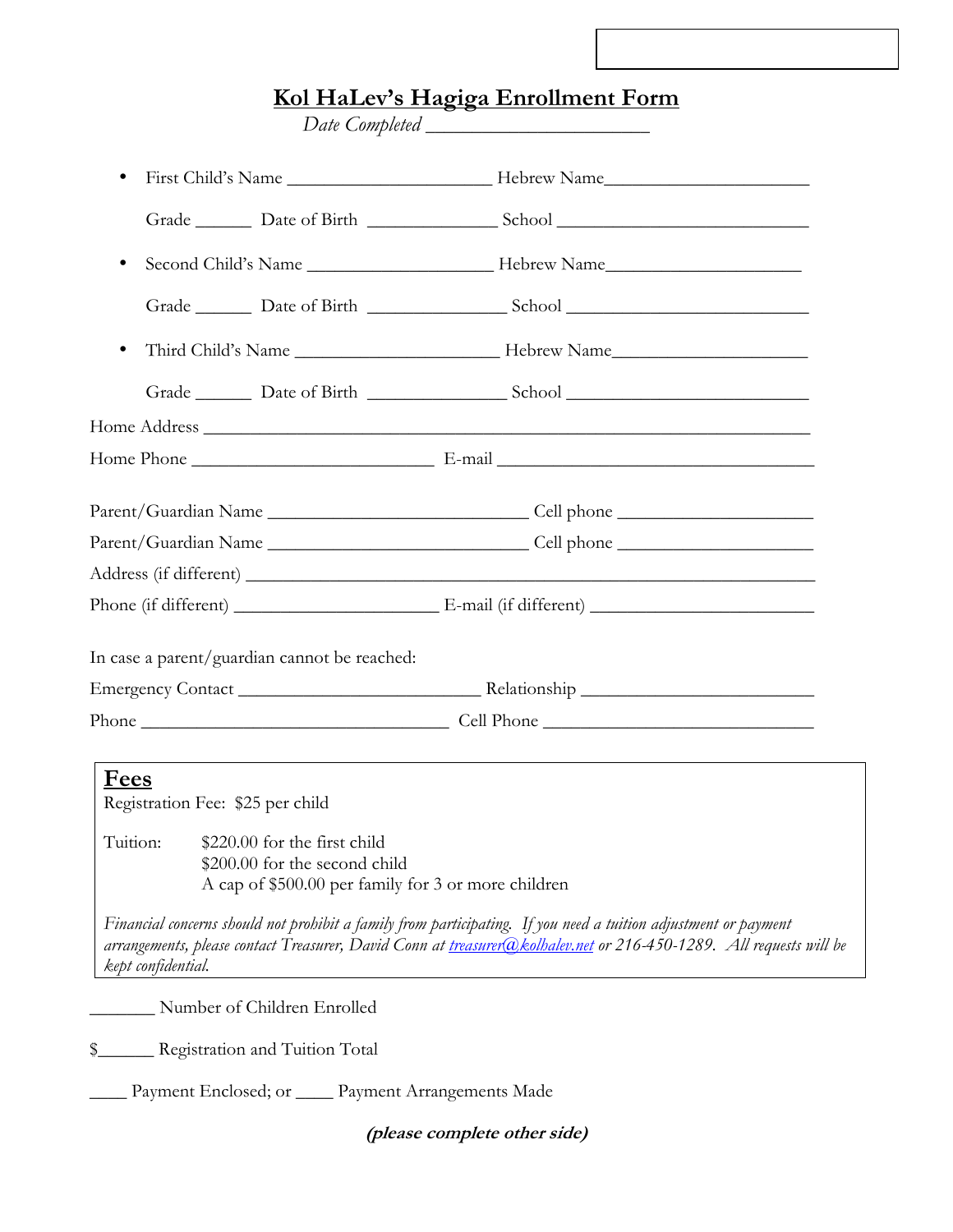# Kol HaLev's Hagiga Enrollment Form

*Date Completed* ______________________

- First Child's Name ______________________ Hebrew Name______________________

  Grade ______ Date of Birth ______________ School ___________________________

- Second Child's Name ____________________ Hebrew Name_____________________

  Grade ______ Date of Birth _______________ School __________________________

- Third Child's Name ______________________ Hebrew Name_____________________

  Grade ______ Date of Birth _______________ School __________________________

Home Address _______________________________________________________________

Home Phone __________________________ E-mail __________________________________

Parent/Guardian Name ____________________________ Cell phone _____________________

Parent/Guardian Name ____________________________ Cell phone _____________________

Address (if different) ______________________________________________________________

Phone (if different) ______________________ E-mail (if different) ________________________

In case a parent/guardian cannot be reached:

Emergency Contact __________________________ Relationship _________________________

Phone __________________________________ Cell Phone _____________________________

## Fees

Registration Fee: $25 per child

Tuition: $220.00 for the first child
$200.00 for the second child
A cap of $500.00 per family for 3 or more children

*Financial concerns should not prohibit a family from participating. If you need a tuition adjustment or payment arrangements, please contact Treasurer, David Conn at treasurer@kolhalev.net or 216-450-1289. All requests will be kept confidential.*

_______ Number of Children Enrolled

$______ Registration and Tuition Total

____ Payment Enclosed; or ____ Payment Arrangements Made

***(please complete other side)***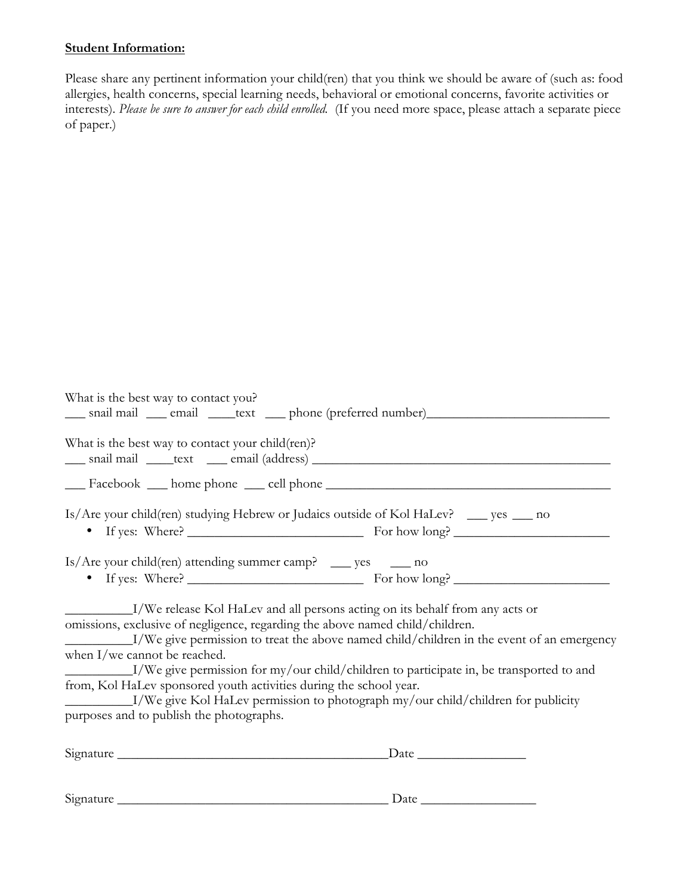**Student Information:**

Please share any pertinent information your child(ren) that you think we should be aware of (such as: food allergies, health concerns, special learning needs, behavioral or emotional concerns, favorite activities or interests). *Please be sure to answer for each child enrolled.* (If you need more space, please attach a separate piece of paper.)

What is the best way to contact you?
___ snail mail ___ email ____text ___ phone (preferred number)___________________________

What is the best way to contact your child(ren)?
___ snail mail ____text ___ email (address) _____________________________________________

___ Facebook ___ home phone ___ cell phone ____________________________________________

Is/Are your child(ren) studying Hebrew or Judaics outside of Kol HaLev? ___ yes ___ no

- If yes: Where? ___________________________ For how long? _______________________

Is/Are your child(ren) attending summer camp? ___ yes ___ no

- If yes: Where? ___________________________ For how long? _______________________

__________I/We release Kol HaLev and all persons acting on its behalf from any acts or omissions, exclusive of negligence, regarding the above named child/children.
__________I/We give permission to treat the above named child/children in the event of an emergency when I/we cannot be reached.
__________I/We give permission for my/our child/children to participate in, be transported to and from, Kol HaLev sponsored youth activities during the school year.
__________I/We give Kol HaLev permission to photograph my/our child/children for publicity purposes and to publish the photographs.

Signature ________________________________________Date ________________

Signature _________________________________________ Date _________________